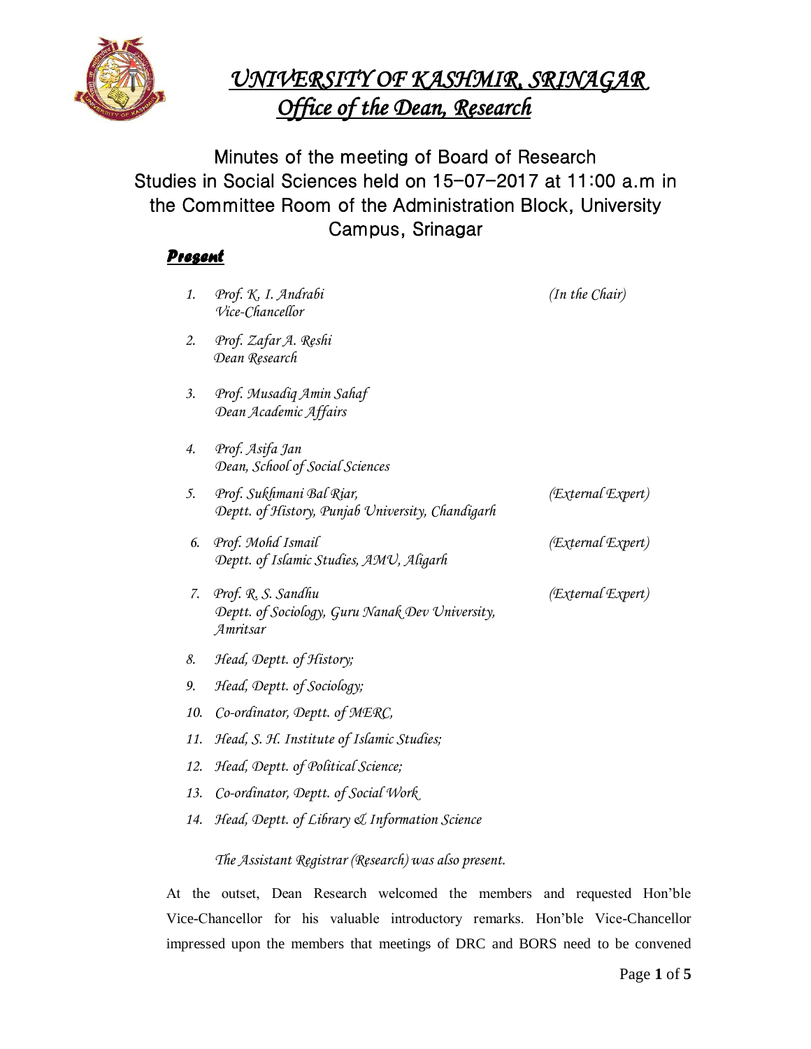# *UNIVERSITY OF KASHMIR, SRINAGAR*
## *Office of the Dean, Research*

### Minutes of the meeting of Board of Research Studies in Social Sciences held on 15-07-2017 at 11:00 a.m in the Committee Room of the Administration Block, University Campus, Srinagar

***Present***

1. *Prof. K. I. Andrabi* *(In the Chair)*
   *Vice-Chancellor*
2. *Prof. Zafar A. Reshi*
   *Dean Research*
3. *Prof. Musadiq Amin Sahaf*
   *Dean Academic Affairs*
4. *Prof. Asifa Jan*
   *Dean, School of Social Sciences*
5. *Prof. Sukhmani Bal Riar,* *(External Expert)*
   *Deptt. of History, Punjab University, Chandigarh*
6. *Prof. Mohd Ismail* *(External Expert)*
   *Deptt. of Islamic Studies, AMU, Aligarh*
7. *Prof. R. S. Sandhu* *(External Expert)*
   *Deptt. of Sociology, Guru Nanak Dev University, Amritsar*
8. *Head, Deptt. of History;*
9. *Head, Deptt. of Sociology;*
10. *Co-ordinator, Deptt. of MERC,*
11. *Head, S. H. Institute of Islamic Studies;*
12. *Head, Deptt. of Political Science;*
13. *Co-ordinator, Deptt. of Social Work*
14. *Head, Deptt. of Library & Information Science*

*The Assistant Registrar (Research) was also present.*

At the outset, Dean Research welcomed the members and requested Hon'ble Vice-Chancellor for his valuable introductory remarks. Hon'ble Vice-Chancellor impressed upon the members that meetings of DRC and BORS need to be convened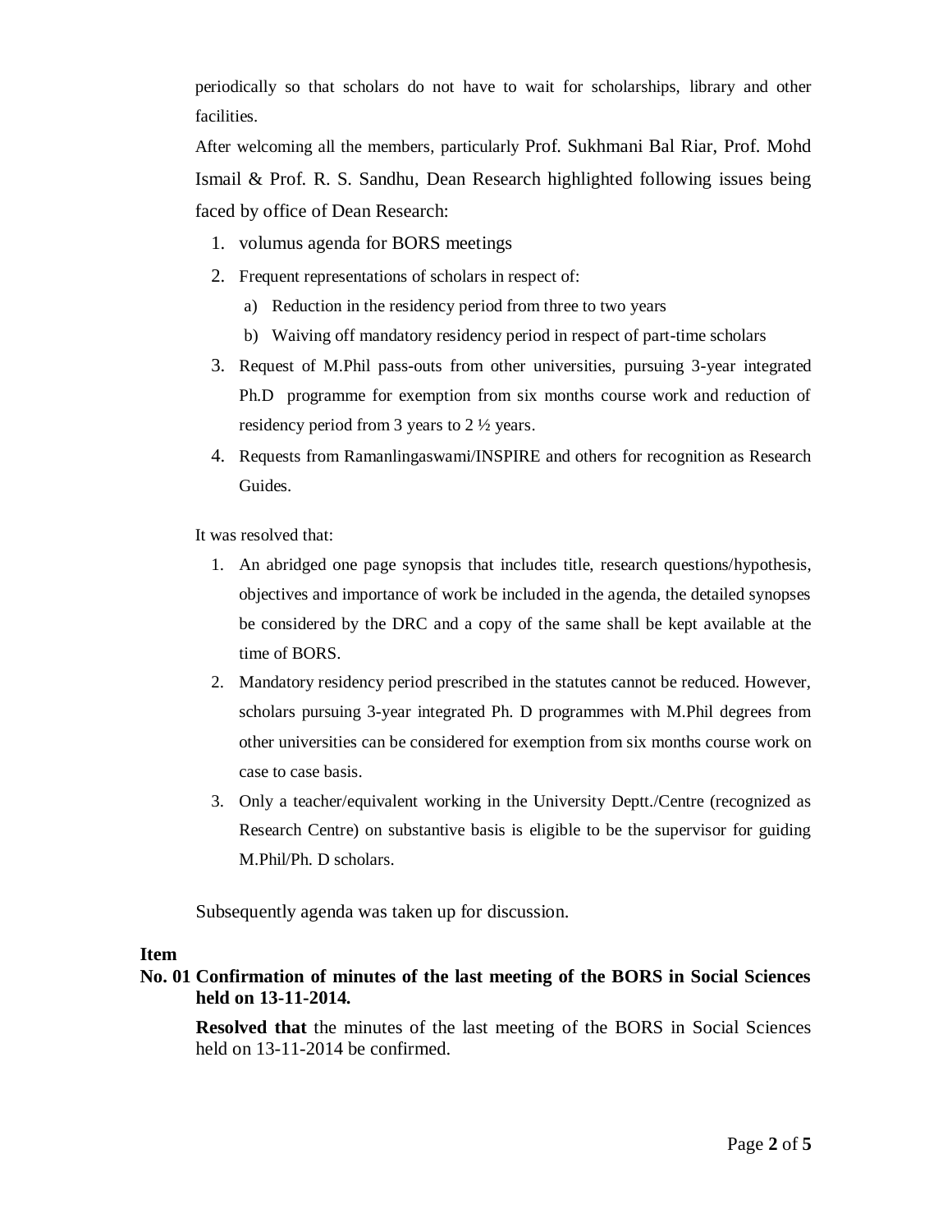periodically so that scholars do not have to wait for scholarships, library and other facilities.

After welcoming all the members, particularly Prof. Sukhmani Bal Riar, Prof. Mohd Ismail & Prof. R. S. Sandhu, Dean Research highlighted following issues being faced by office of Dean Research:

1. volumus agenda for BORS meetings
2. Frequent representations of scholars in respect of:
   a) Reduction in the residency period from three to two years
   b) Waiving off mandatory residency period in respect of part-time scholars
3. Request of M.Phil pass-outs from other universities, pursuing 3-year integrated Ph.D programme for exemption from six months course work and reduction of residency period from 3 years to 2 ½ years.
4. Requests from Ramanlingaswami/INSPIRE and others for recognition as Research Guides.

It was resolved that:

1. An abridged one page synopsis that includes title, research questions/hypothesis, objectives and importance of work be included in the agenda, the detailed synopses be considered by the DRC and a copy of the same shall be kept available at the time of BORS.
2. Mandatory residency period prescribed in the statutes cannot be reduced. However, scholars pursuing 3-year integrated Ph. D programmes with M.Phil degrees from other universities can be considered for exemption from six months course work on case to case basis.
3. Only a teacher/equivalent working in the University Deptt./Centre (recognized as Research Centre) on substantive basis is eligible to be the supervisor for guiding M.Phil/Ph. D scholars.

Subsequently agenda was taken up for discussion.

**Item No. 01 Confirmation of minutes of the last meeting of the BORS in Social Sciences held on 13-11-2014.**

**Resolved that** the minutes of the last meeting of the BORS in Social Sciences held on 13-11-2014 be confirmed.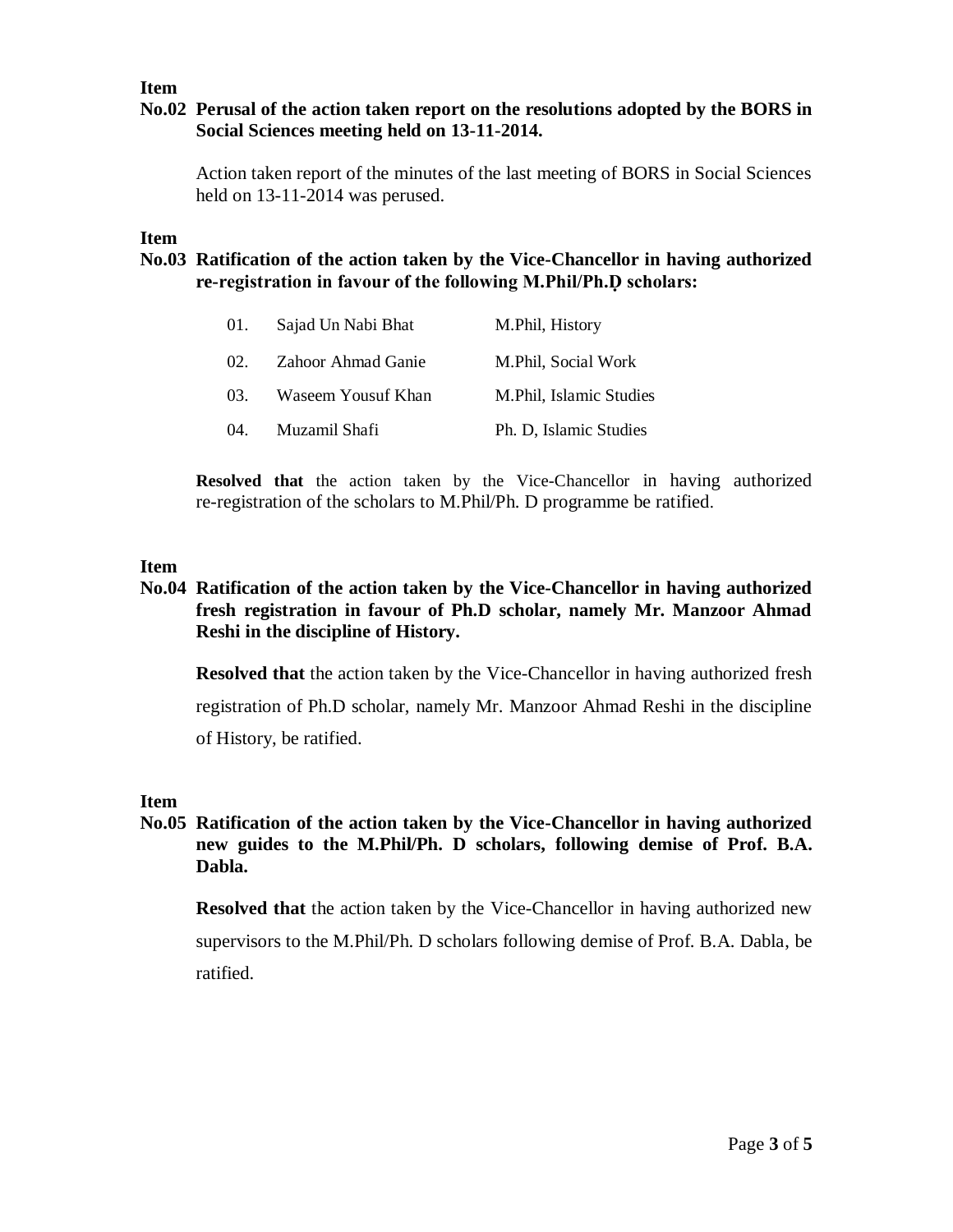**Item No.02 Perusal of the action taken report on the resolutions adopted by the BORS in Social Sciences meeting held on 13-11-2014.**

Action taken report of the minutes of the last meeting of BORS in Social Sciences held on 13-11-2014 was perused.

**Item No.03 Ratification of the action taken by the Vice-Chancellor in having authorized re-registration in favour of the following M.Phil/Ph.D scholars:**

| | | |
|---|---|---|
| 01. | Sajad Un Nabi Bhat | M.Phil, History |
| 02. | Zahoor Ahmad Ganie | M.Phil, Social Work |
| 03. | Waseem Yousuf Khan | M.Phil, Islamic Studies |
| 04. | Muzamil Shafi | Ph. D, Islamic Studies |

**Resolved that** the action taken by the Vice-Chancellor in having authorized re-registration of the scholars to M.Phil/Ph. D programme be ratified.

**Item No.04 Ratification of the action taken by the Vice-Chancellor in having authorized fresh registration in favour of Ph.D scholar, namely Mr. Manzoor Ahmad Reshi in the discipline of History.**

**Resolved that** the action taken by the Vice-Chancellor in having authorized fresh registration of Ph.D scholar, namely Mr. Manzoor Ahmad Reshi in the discipline of History, be ratified.

**Item No.05 Ratification of the action taken by the Vice-Chancellor in having authorized new guides to the M.Phil/Ph. D scholars, following demise of Prof. B.A. Dabla.**

**Resolved that** the action taken by the Vice-Chancellor in having authorized new supervisors to the M.Phil/Ph. D scholars following demise of Prof. B.A. Dabla, be ratified.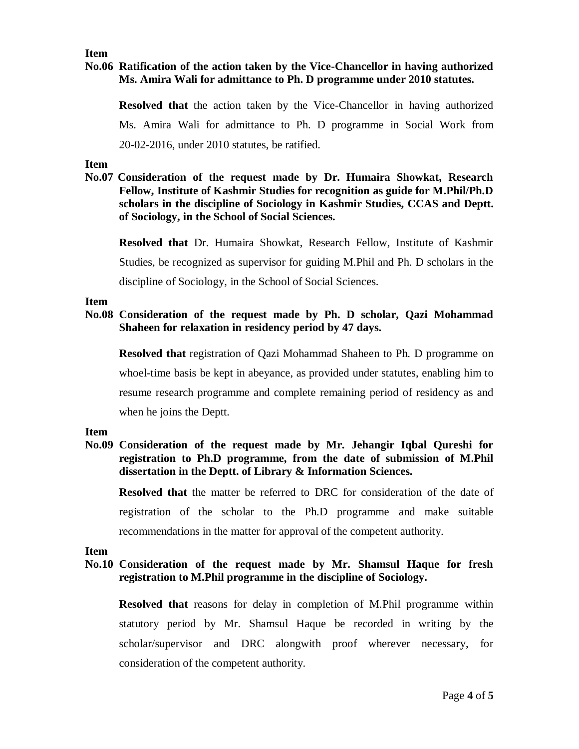**Item No.06 Ratification of the action taken by the Vice-Chancellor in having authorized Ms. Amira Wali for admittance to Ph. D programme under 2010 statutes.**

**Resolved that** the action taken by the Vice-Chancellor in having authorized Ms. Amira Wali for admittance to Ph. D programme in Social Work from 20-02-2016, under 2010 statutes, be ratified.

**Item No.07 Consideration of the request made by Dr. Humaira Showkat, Research Fellow, Institute of Kashmir Studies for recognition as guide for M.Phil/Ph.D scholars in the discipline of Sociology in Kashmir Studies, CCAS and Deptt. of Sociology, in the School of Social Sciences.**

**Resolved that** Dr. Humaira Showkat, Research Fellow, Institute of Kashmir Studies, be recognized as supervisor for guiding M.Phil and Ph. D scholars in the discipline of Sociology, in the School of Social Sciences.

**Item No.08 Consideration of the request made by Ph. D scholar, Qazi Mohammad Shaheen for relaxation in residency period by 47 days.**

**Resolved that** registration of Qazi Mohammad Shaheen to Ph. D programme on whoel-time basis be kept in abeyance, as provided under statutes, enabling him to resume research programme and complete remaining period of residency as and when he joins the Deptt.

**Item No.09 Consideration of the request made by Mr. Jehangir Iqbal Qureshi for registration to Ph.D programme, from the date of submission of M.Phil dissertation in the Deptt. of Library & Information Sciences.**

**Resolved that** the matter be referred to DRC for consideration of the date of registration of the scholar to the Ph.D programme and make suitable recommendations in the matter for approval of the competent authority.

**Item No.10 Consideration of the request made by Mr. Shamsul Haque for fresh registration to M.Phil programme in the discipline of Sociology.**

**Resolved that** reasons for delay in completion of M.Phil programme within statutory period by Mr. Shamsul Haque be recorded in writing by the scholar/supervisor and DRC alongwith proof wherever necessary, for consideration of the competent authority.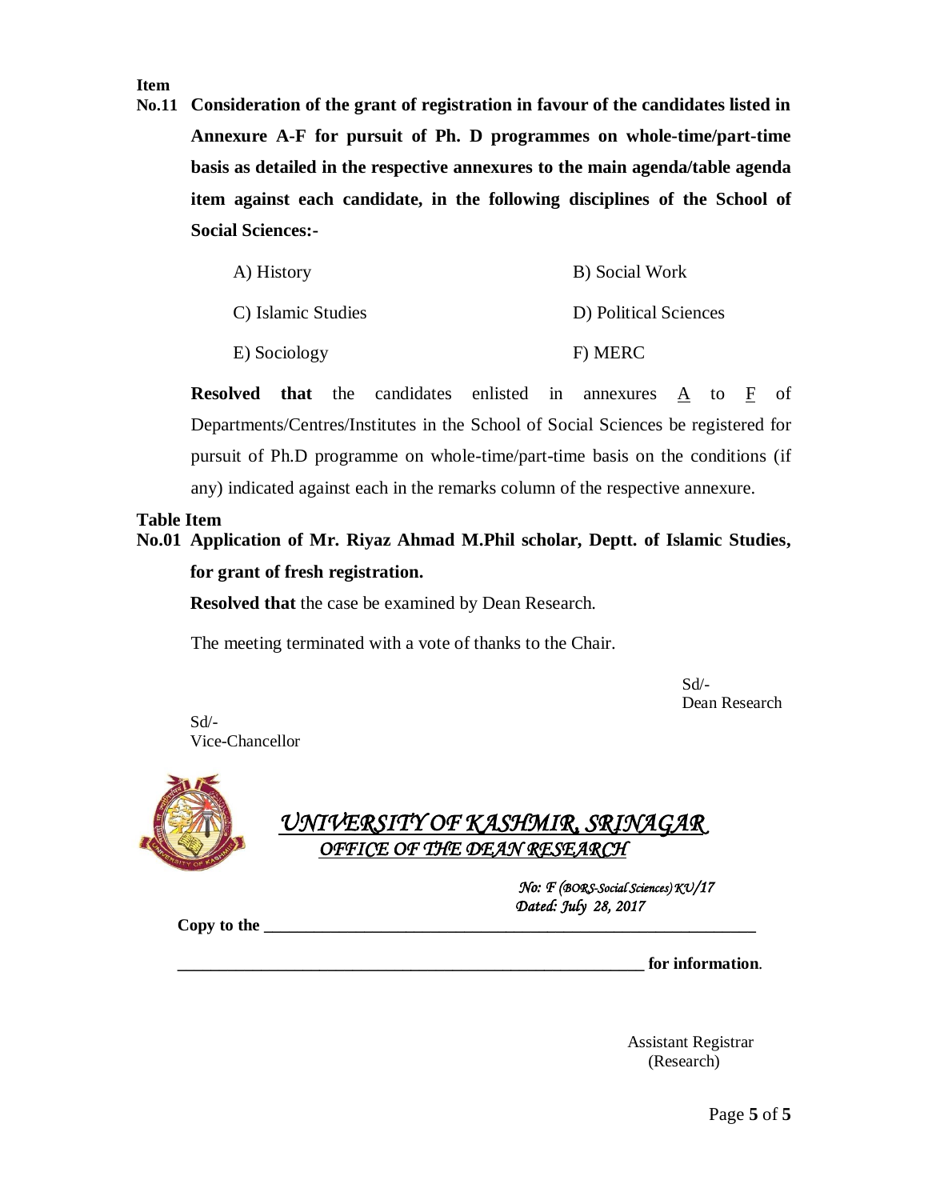**Item No.11** **Consideration of the grant of registration in favour of the candidates listed in Annexure A-F for pursuit of Ph. D programmes on whole-time/part-time basis as detailed in the respective annexures to the main agenda/table agenda item against each candidate, in the following disciplines of the School of Social Sciences:-**

| | |
|---|---|
| A) History | B) Social Work |
| C) Islamic Studies | D) Political Sciences |
| E) Sociology | F) MERC |

**Resolved that** the candidates enlisted in annexures A to F of Departments/Centres/Institutes in the School of Social Sciences be registered for pursuit of Ph.D programme on whole-time/part-time basis on the conditions (if any) indicated against each in the remarks column of the respective annexure.

**Table Item No.01** **Application of Mr. Riyaz Ahmad M.Phil scholar, Deptt. of Islamic Studies, for grant of fresh registration.**

**Resolved that** the case be examined by Dean Research.

The meeting terminated with a vote of thanks to the Chair.

Sd/-
Dean Research

Sd/-
Vice-Chancellor

***UNIVERSITY OF KASHMIR, SRINAGAR***
***OFFICE OF THE DEAN RESEARCH***

*No: F (BORS-Social Sciences) KU/17*
*Dated: July 28, 2017*

**Copy to the ______________________________________________________________**

**_____________________________________________________________ for information**.

Assistant Registrar
(Research)